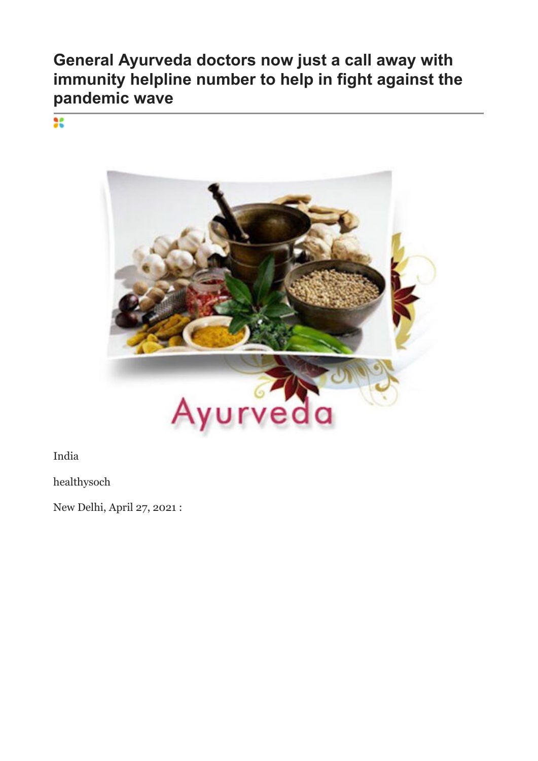# General Ayurveda doctors now just a call away with immunity helpline number to help in fight against the pandemic wave

India

healthysoch

New Delhi, April 27, 2021 :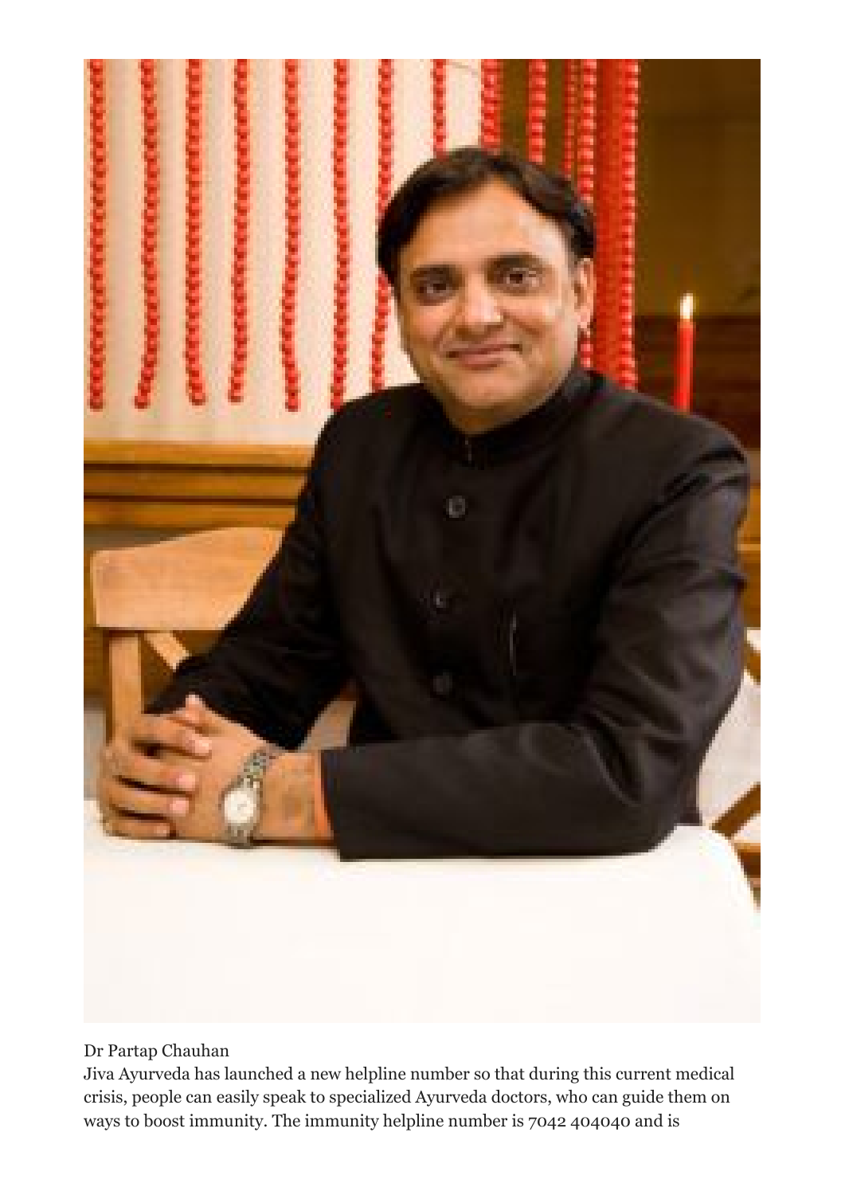Dr Partap Chauhan

Jiva Ayurveda has launched a new helpline number so that during this current medical crisis, people can easily speak to specialized Ayurveda doctors, who can guide them on ways to boost immunity. The immunity helpline number is 7042 404040 and is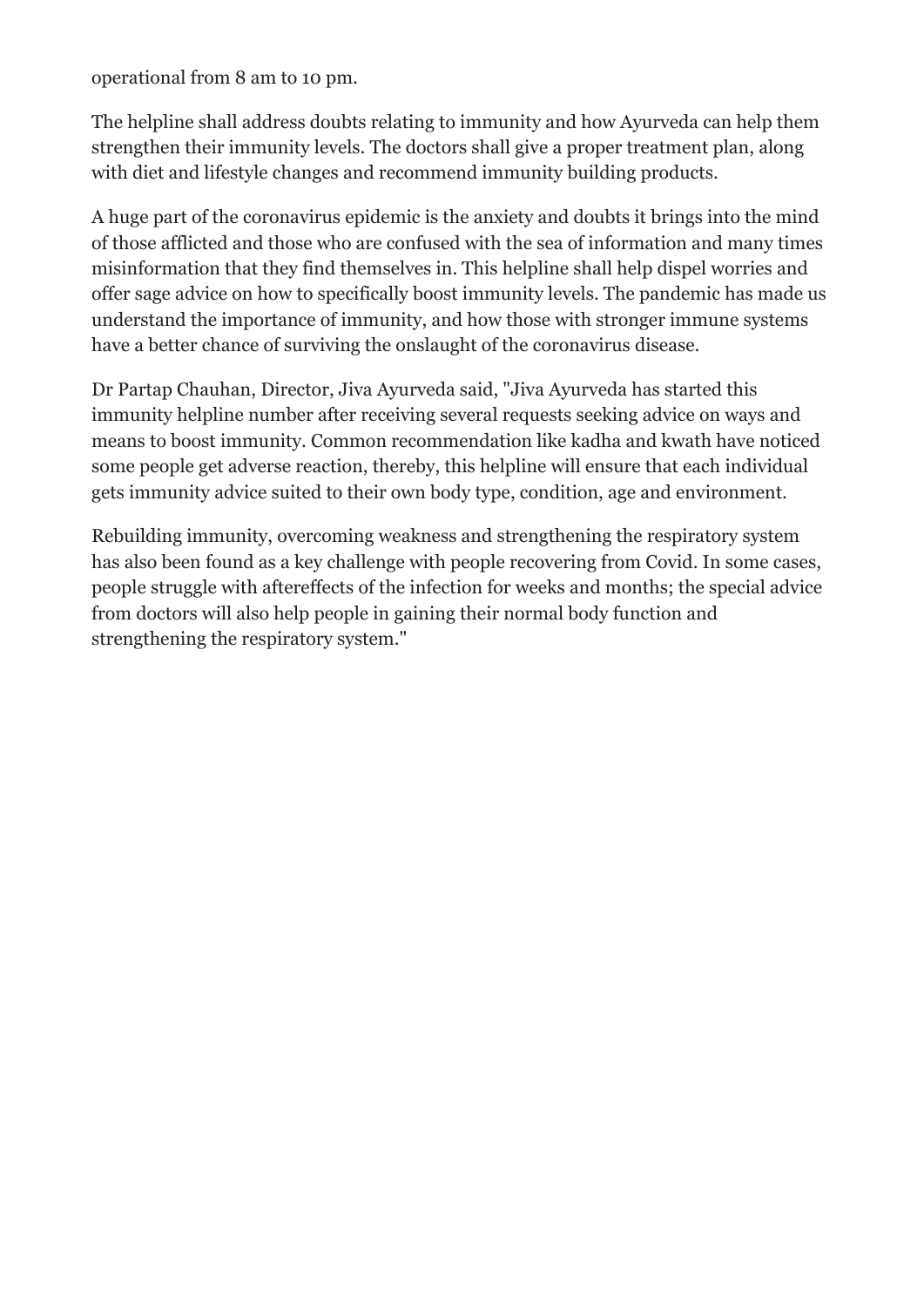operational from 8 am to 10 pm.

The helpline shall address doubts relating to immunity and how Ayurveda can help them strengthen their immunity levels. The doctors shall give a proper treatment plan, along with diet and lifestyle changes and recommend immunity building products.

A huge part of the coronavirus epidemic is the anxiety and doubts it brings into the mind of those afflicted and those who are confused with the sea of information and many times misinformation that they find themselves in. This helpline shall help dispel worries and offer sage advice on how to specifically boost immunity levels. The pandemic has made us understand the importance of immunity, and how those with stronger immune systems have a better chance of surviving the onslaught of the coronavirus disease.

Dr Partap Chauhan, Director, Jiva Ayurveda said, "Jiva Ayurveda has started this immunity helpline number after receiving several requests seeking advice on ways and means to boost immunity. Common recommendation like kadha and kwath have noticed some people get adverse reaction, thereby, this helpline will ensure that each individual gets immunity advice suited to their own body type, condition, age and environment.

Rebuilding immunity, overcoming weakness and strengthening the respiratory system has also been found as a key challenge with people recovering from Covid. In some cases, people struggle with aftereffects of the infection for weeks and months; the special advice from doctors will also help people in gaining their normal body function and strengthening the respiratory system."